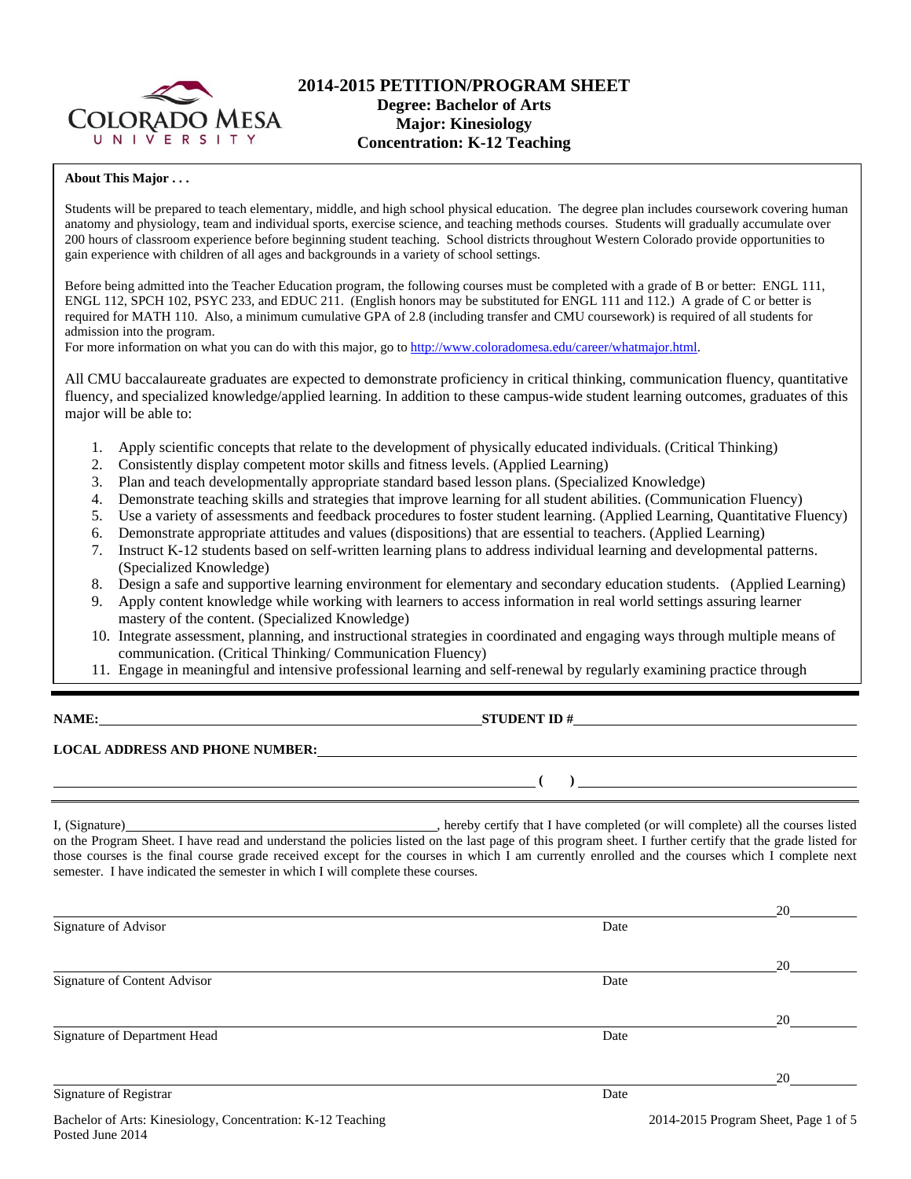# 2014-2015 PETITION/PROGRAM SHEET

**Degree: Bachelor of Arts**
**Major: Kinesiology**
**Concentration: K-12 Teaching**

**About This Major . . .**

Students will be prepared to teach elementary, middle, and high school physical education. The degree plan includes coursework covering human anatomy and physiology, team and individual sports, exercise science, and teaching methods courses. Students will gradually accumulate over 200 hours of classroom experience before beginning student teaching. School districts throughout Western Colorado provide opportunities to gain experience with children of all ages and backgrounds in a variety of school settings.

Before being admitted into the Teacher Education program, the following courses must be completed with a grade of B or better: ENGL 111, ENGL 112, SPCH 102, PSYC 233, and EDUC 211. (English honors may be substituted for ENGL 111 and 112.) A grade of C or better is required for MATH 110. Also, a minimum cumulative GPA of 2.8 (including transfer and CMU coursework) is required of all students for admission into the program.
For more information on what you can do with this major, go to http://www.coloradomesa.edu/career/whatmajor.html.

All CMU baccalaureate graduates are expected to demonstrate proficiency in critical thinking, communication fluency, quantitative fluency, and specialized knowledge/applied learning. In addition to these campus-wide student learning outcomes, graduates of this major will be able to:

1. Apply scientific concepts that relate to the development of physically educated individuals. (Critical Thinking)
2. Consistently display competent motor skills and fitness levels. (Applied Learning)
3. Plan and teach developmentally appropriate standard based lesson plans. (Specialized Knowledge)
4. Demonstrate teaching skills and strategies that improve learning for all student abilities. (Communication Fluency)
5. Use a variety of assessments and feedback procedures to foster student learning. (Applied Learning, Quantitative Fluency)
6. Demonstrate appropriate attitudes and values (dispositions) that are essential to teachers. (Applied Learning)
7. Instruct K-12 students based on self-written learning plans to address individual learning and developmental patterns. (Specialized Knowledge)
8. Design a safe and supportive learning environment for elementary and secondary education students. (Applied Learning)
9. Apply content knowledge while working with learners to access information in real world settings assuring learner mastery of the content. (Specialized Knowledge)
10. Integrate assessment, planning, and instructional strategies in coordinated and engaging ways through multiple means of communication. (Critical Thinking/ Communication Fluency)
11. Engage in meaningful and intensive professional learning and self-renewal by regularly examining practice through

**NAME:** ______________________ **STUDENT ID #** ______________________

**LOCAL ADDRESS AND PHONE NUMBER:** ______________________

______________________ **( )** ______________________

I, (Signature) ______________________, hereby certify that I have completed (or will complete) all the courses listed on the Program Sheet. I have read and understand the policies listed on the last page of this program sheet. I further certify that the grade listed for those courses is the final course grade received except for the courses in which I am currently enrolled and the courses which I complete next semester. I have indicated the semester in which I will complete these courses.

______________________ 20____
Signature of Advisor Date

______________________ 20____
Signature of Content Advisor Date

______________________ 20____
Signature of Department Head Date

______________________ 20____
Signature of Registrar Date

Bachelor of Arts: Kinesiology, Concentration: K-12 Teaching
Posted June 2014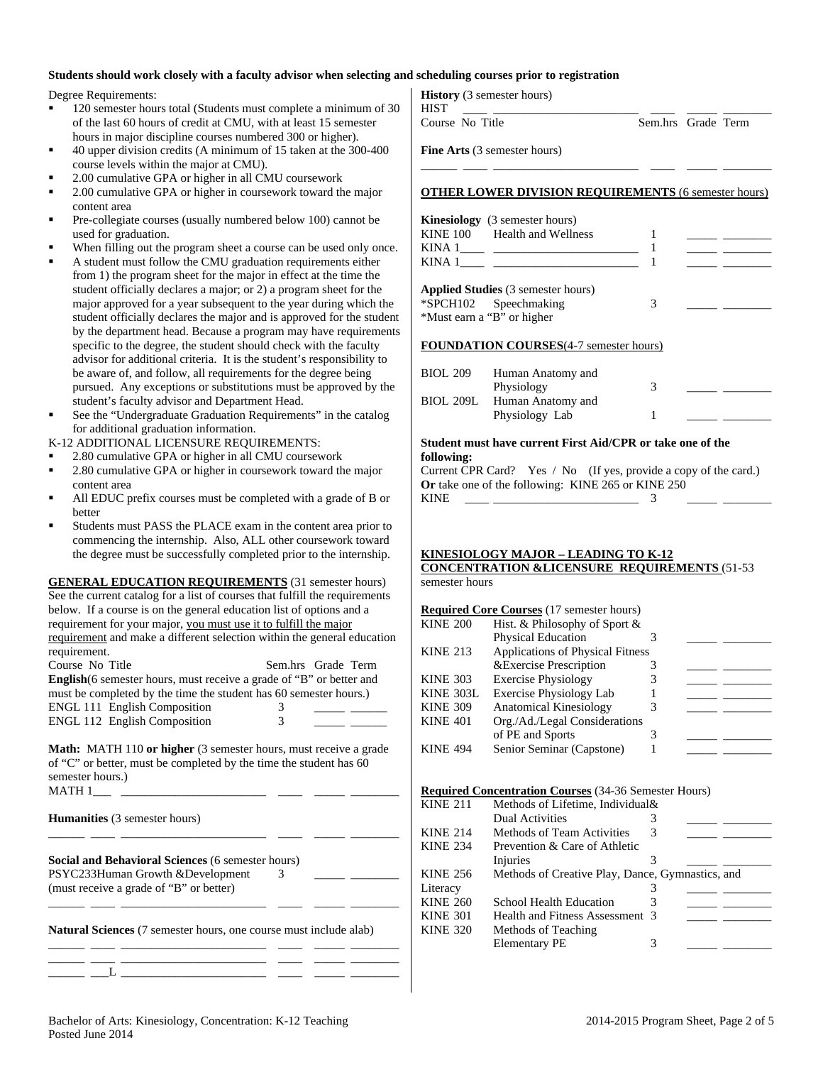**Students should work closely with a faculty advisor when selecting and scheduling courses prior to registration**

Degree Requirements:

- 120 semester hours total (Students must complete a minimum of 30 of the last 60 hours of credit at CMU, with at least 15 semester hours in major discipline courses numbered 300 or higher).
- 40 upper division credits (A minimum of 15 taken at the 300-400 course levels within the major at CMU).
- 2.00 cumulative GPA or higher in all CMU coursework
- 2.00 cumulative GPA or higher in coursework toward the major content area
- Pre-collegiate courses (usually numbered below 100) cannot be used for graduation.
- When filling out the program sheet a course can be used only once.
- A student must follow the CMU graduation requirements either from 1) the program sheet for the major in effect at the time the student officially declares a major; or 2) a program sheet for the major approved for a year subsequent to the year during which the student officially declares the major and is approved for the student by the department head. Because a program may have requirements specific to the degree, the student should check with the faculty advisor for additional criteria. It is the student's responsibility to be aware of, and follow, all requirements for the degree being pursued. Any exceptions or substitutions must be approved by the student's faculty advisor and Department Head.
- See the "Undergraduate Graduation Requirements" in the catalog for additional graduation information.

K-12 ADDITIONAL LICENSURE REQUIREMENTS:

- 2.80 cumulative GPA or higher in all CMU coursework
- 2.80 cumulative GPA or higher in coursework toward the major content area
- All EDUC prefix courses must be completed with a grade of B or better
- Students must PASS the PLACE exam in the content area prior to commencing the internship. Also, ALL other coursework toward the degree must be successfully completed prior to the internship.

**GENERAL EDUCATION REQUIREMENTS** (31 semester hours)
See the current catalog for a list of courses that fulfill the requirements below. If a course is on the general education list of options and a requirement for your major, you must use it to fulfill the major requirement and make a different selection within the general education requirement.

| Course No | Title | Sem.hrs | Grade | Term |
|---|---|---|---|---|
| **English** (6 semester hours, must receive a grade of "B" or better and must be completed by the time the student has 60 semester hours.) | | | | |
| ENGL 111 | English Composition | 3 | | |
| ENGL 112 | English Composition | 3 | | |
| **Math:** MATH 110 **or higher** (3 semester hours, must receive a grade of "C" or better, must be completed by the time the student has 60 semester hours.) | | | | |
| MATH 1___ | | | | |
| **Humanities** (3 semester hours) | | | | |
| ______ | | | | |
| **Social and Behavioral Sciences** (6 semester hours) | | | | |
| PSYC233 | Human Growth &Development (must receive a grade of "B" or better) | 3 | | |
| ______ | | | | |
| **Natural Sciences** (7 semester hours, one course must include alab) | | | | |
| ______ | | | | |
| ______ | | | | |
| ______ ___L | | | | |
| **History** (3 semester hours) | | | | |
| HIST ____ | | | | |
| **Fine Arts** (3 semester hours) | | | | |
| ______ | | | | |

**OTHER LOWER DIVISION REQUIREMENTS** (6 semester hours)

| Course No | Title | Sem.hrs | Grade | Term |
|---|---|---|---|---|
| **Kinesiology** (3 semester hours) | | | | |
| KINE 100 | Health and Wellness | 1 | | |
| KINA 1____ | | 1 | | |
| KINA 1____ | | 1 | | |
| **Applied Studies** (3 semester hours) | | | | |
| *SPCH102 | Speechmaking | 3 | | |

*Must earn a "B" or higher

**FOUNDATION COURSES** (4-7 semester hours)

| Course No | Title | Sem.hrs | Grade | Term |
|---|---|---|---|---|
| BIOL 209 | Human Anatomy and Physiology | 3 | | |
| BIOL 209L | Human Anatomy and Physiology Lab | 1 | | |

**Student must have current First Aid/CPR or take one of the following:**
Current CPR Card? Yes / No (If yes, provide a copy of the card.)
**Or** take one of the following: KINE 265 or KINE 250

| Course No | Title | Sem.hrs | Grade | Term |
|---|---|---|---|---|
| KINE ____ | | 3 | | |

**KINESIOLOGY MAJOR – LEADING TO K-12 CONCENTRATION &LICENSURE REQUIREMENTS** (51-53 semester hours

**Required Core Courses** (17 semester hours)

| Course No | Title | Sem.hrs | Grade | Term |
|---|---|---|---|---|
| KINE 200 | Hist. & Philosophy of Sport & Physical Education | 3 | | |
| KINE 213 | Applications of Physical Fitness &Exercise Prescription | 3 | | |
| KINE 303 | Exercise Physiology | 3 | | |
| KINE 303L | Exercise Physiology Lab | 1 | | |
| KINE 309 | Anatomical Kinesiology | 3 | | |
| KINE 401 | Org./Ad./Legal Considerations of PE and Sports | 3 | | |
| KINE 494 | Senior Seminar (Capstone) | 1 | | |

**Required Concentration Courses** (34-36 Semester Hours)

| Course No | Title | Sem.hrs | Grade | Term |
|---|---|---|---|---|
| KINE 211 | Methods of Lifetime, Individual& Dual Activities | 3 | | |
| KINE 214 | Methods of Team Activities | 3 | | |
| KINE 234 | Prevention & Care of Athletic Injuries | 3 | | |
| KINE 256 | Methods of Creative Play, Dance, Gymnastics, and Literacy | 3 | | |
| KINE 260 | School Health Education | 3 | | |
| KINE 301 | Health and Fitness Assessment | 3 | | |
| KINE 320 | Methods of Teaching Elementary PE | 3 | | |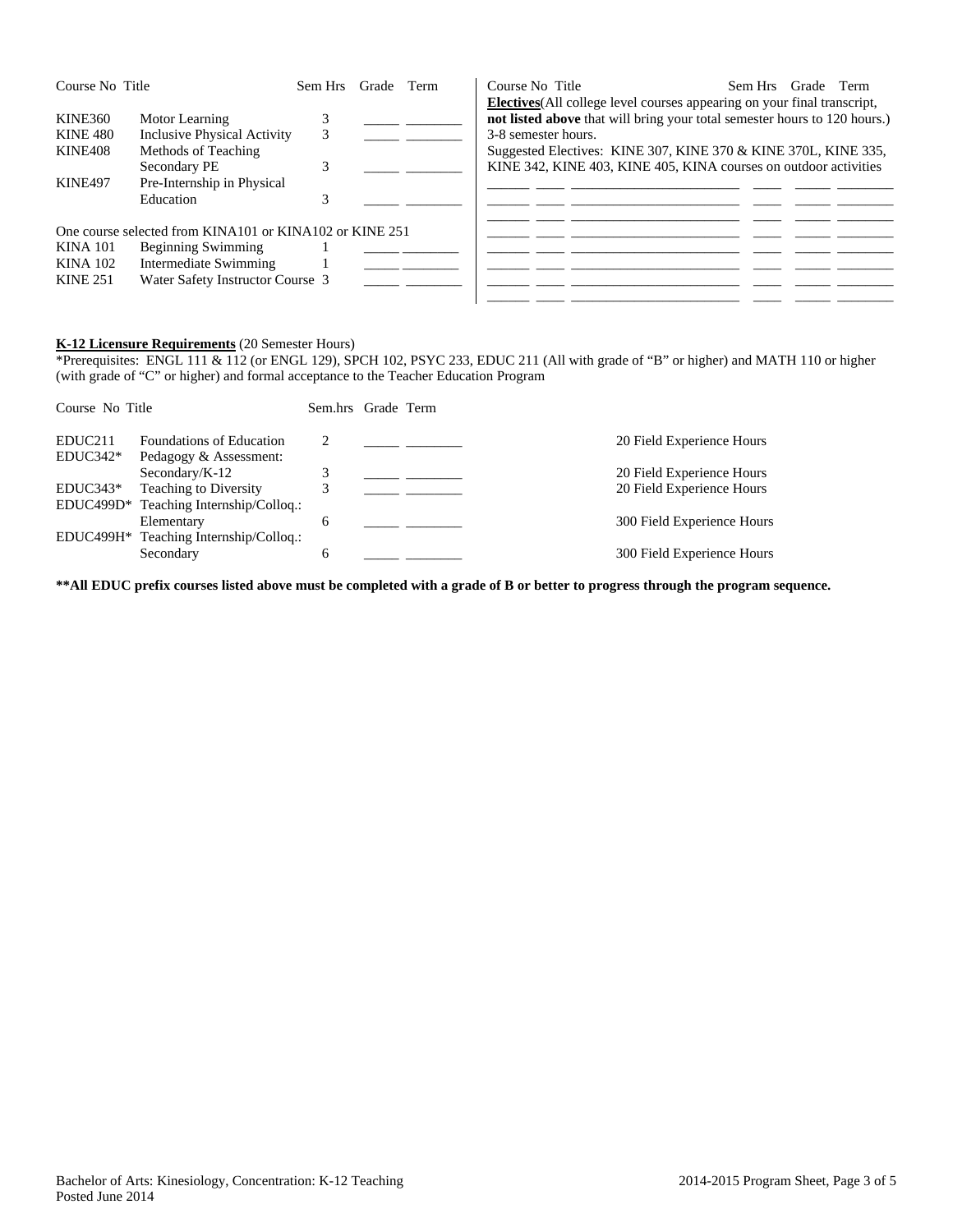| Course No | Title | Sem Hrs | Grade | Term |
|---|---|---|---|---|
| KINE360 | Motor Learning | 3 | _____ | ________ |
| KINE 480 | Inclusive Physical Activity | 3 | _____ | ________ |
| KINE408 | Methods of Teaching Secondary PE | 3 | _____ | ________ |
| KINE497 | Pre-Internship in Physical Education | 3 | _____ | ________ |

One course selected from KINA101 or KINA102 or KINE 251

| Course No | Title | Sem Hrs | Grade | Term |
|---|---|---|---|---|
| KINA 101 | Beginning Swimming | 1 | _____ | ________ |
| KINA 102 | Intermediate Swimming | 1 | _____ | ________ |
| KINE 251 | Water Safety Instructor Course | 3 | _____ | ________ |

| Course No | Title | Sem Hrs | Grade | Term |
|---|---|---|---|---|

**Electives**(All college level courses appearing on your final transcript, **not listed above** that will bring your total semester hours to 120 hours.) 3-8 semester hours.

Suggested Electives: KINE 307, KINE 370 & KINE 370L, KINE 335, KINE 342, KINE 403, KINE 405, KINA courses on outdoor activities

| | | | | | |
|---|---|---|---|---|---|
| ______ | ____ | ________________________ | ____ | _____ | ________ |
| ______ | ____ | ________________________ | ____ | _____ | ________ |
| ______ | ____ | ________________________ | ____ | _____ | ________ |
| ______ | ____ | ________________________ | ____ | _____ | ________ |
| ______ | ____ | ________________________ | ____ | _____ | ________ |
| ______ | ____ | ________________________ | ____ | _____ | ________ |
| ______ | ____ | ________________________ | ____ | _____ | ________ |

**K-12 Licensure Requirements** (20 Semester Hours)

*Prerequisites: ENGL 111 & 112 (or ENGL 129), SPCH 102, PSYC 233, EDUC 211 (All with grade of "B" or higher) and MATH 110 or higher (with grade of "C" or higher) and formal acceptance to the Teacher Education Program

| Course No | Title | Sem.hrs | Grade | Term | |
|---|---|---|---|---|---|
| EDUC211 | Foundations of Education | 2 | _____ | ________ | 20 Field Experience Hours |
| EDUC342* | Pedagogy & Assessment: Secondary/K-12 | 3 | _____ | ________ | 20 Field Experience Hours |
| EDUC343* | Teaching to Diversity | 3 | _____ | ________ | 20 Field Experience Hours |
| EDUC499D* | Teaching Internship/Colloq.: Elementary | 6 | _____ | ________ | 300 Field Experience Hours |
| EDUC499H* | Teaching Internship/Colloq.: Secondary | 6 | _____ | ________ | 300 Field Experience Hours |

****All EDUC prefix courses listed above must be completed with a grade of B or better to progress through the program sequence.**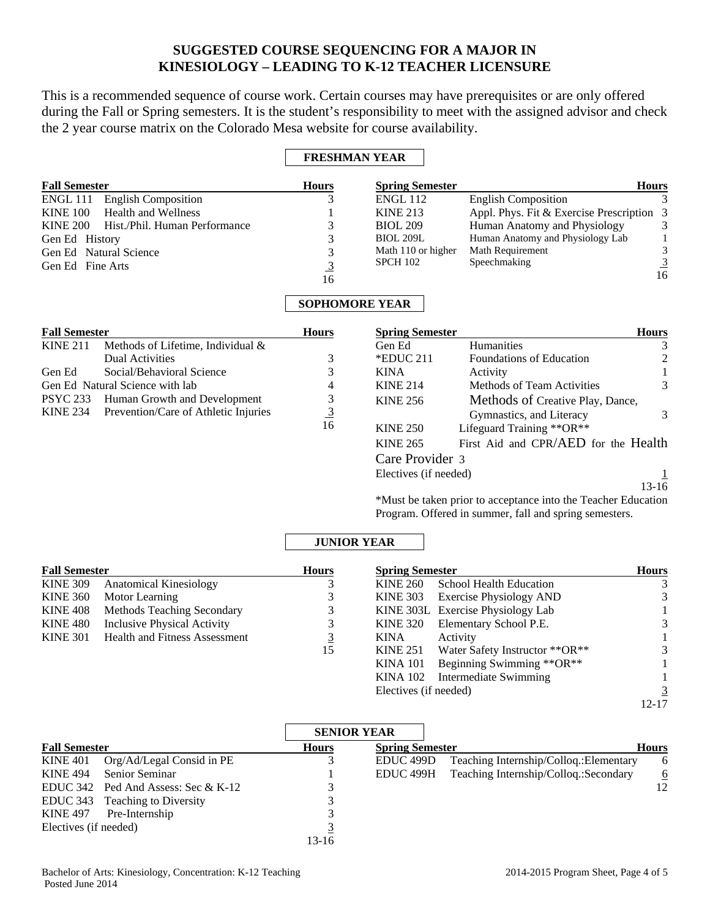# SUGGESTED COURSE SEQUENCING FOR A MAJOR IN KINESIOLOGY – LEADING TO K-12 TEACHER LICENSURE

This is a recommended sequence of course work. Certain courses may have prerequisites or are only offered during the Fall or Spring semesters. It is the student's responsibility to meet with the assigned advisor and check the 2 year course matrix on the Colorado Mesa website for course availability.

## FRESHMAN YEAR

| Fall Semester | | Hours |
|---|---|---|
| ENGL 111 | English Composition | 3 |
| KINE 100 | Health and Wellness | 1 |
| KINE 200 | Hist./Phil. Human Performance | 3 |
| Gen Ed | History | 3 |
| Gen Ed | Natural Science | 3 |
| Gen Ed | Fine Arts | 3 |
| | | 16 |

| Spring Semester | | Hours |
|---|---|---|
| ENGL 112 | English Composition | 3 |
| KINE 213 | Appl. Phys. Fit & Exercise Prescription | 3 |
| BIOL 209 | Human Anatomy and Physiology | 3 |
| BIOL 209L | Human Anatomy and Physiology Lab | 1 |
| Math 110 or higher | Math Requirement | 3 |
| SPCH 102 | Speechmaking | 3 |
| | | 16 |

## SOPHOMORE YEAR

| Fall Semester | | Hours |
|---|---|---|
| KINE 211 | Methods of Lifetime, Individual & Dual Activities | 3 |
| Gen Ed | Social/Behavioral Science | 3 |
| Gen Ed | Natural Science with lab | 4 |
| PSYC 233 | Human Growth and Development | 3 |
| KINE 234 | Prevention/Care of Athletic Injuries | 3 |
| | | 16 |

| Spring Semester | | Hours |
|---|---|---|
| Gen Ed | Humanities | 3 |
| *EDUC 211 | Foundations of Education | 2 |
| KINA | Activity | 1 |
| KINE 214 | Methods of Team Activities | 3 |
| KINE 256 | Methods of Creative Play, Dance, Gymnastics, and Literacy | 3 |
| KINE 250 | Lifeguard Training **OR** | |
| KINE 265 | First Aid and CPR/AED for the Health Care Provider | 3 |
| Electives (if needed) | | 1 |
| | | 13-16 |

*Must be taken prior to acceptance into the Teacher Education Program. Offered in summer, fall and spring semesters.

## JUNIOR YEAR

| Fall Semester | | Hours |
|---|---|---|
| KINE 309 | Anatomical Kinesiology | 3 |
| KINE 360 | Motor Learning | 3 |
| KINE 408 | Methods Teaching Secondary | 3 |
| KINE 480 | Inclusive Physical Activity | 3 |
| KINE 301 | Health and Fitness Assessment | 3 |
| | | 15 |

| Spring Semester | | Hours |
|---|---|---|
| KINE 260 | School Health Education | 3 |
| KINE 303 | Exercise Physiology AND | 3 |
| KINE 303L | Exercise Physiology Lab | 1 |
| KINE 320 | Elementary School P.E. | 3 |
| KINA | Activity | 1 |
| KINE 251 | Water Safety Instructor **OR** | 3 |
| KINA 101 | Beginning Swimming **OR** | 1 |
| KINA 102 | Intermediate Swimming | 1 |
| Electives (if needed) | | 3 |
| | | 12-17 |

## SENIOR YEAR

| Fall Semester | | Hours |
|---|---|---|
| KINE 401 | Org/Ad/Legal Consid in PE | 3 |
| KINE 494 | Senior Seminar | 1 |
| EDUC 342 | Ped And Assess: Sec & K-12 | 3 |
| EDUC 343 | Teaching to Diversity | 3 |
| KINE 497 | Pre-Internship | 3 |
| Electives (if needed) | | 3 |
| | | 13-16 |

| Spring Semester | | Hours |
|---|---|---|
| EDUC 499D | Teaching Internship/Colloq.:Elementary | 6 |
| EDUC 499H | Teaching Internship/Colloq.:Secondary | 6 |
| | | 12 |

Bachelor of Arts: Kinesiology, Concentration: K-12 Teaching
Posted June 2014

2014-2015 Program Sheet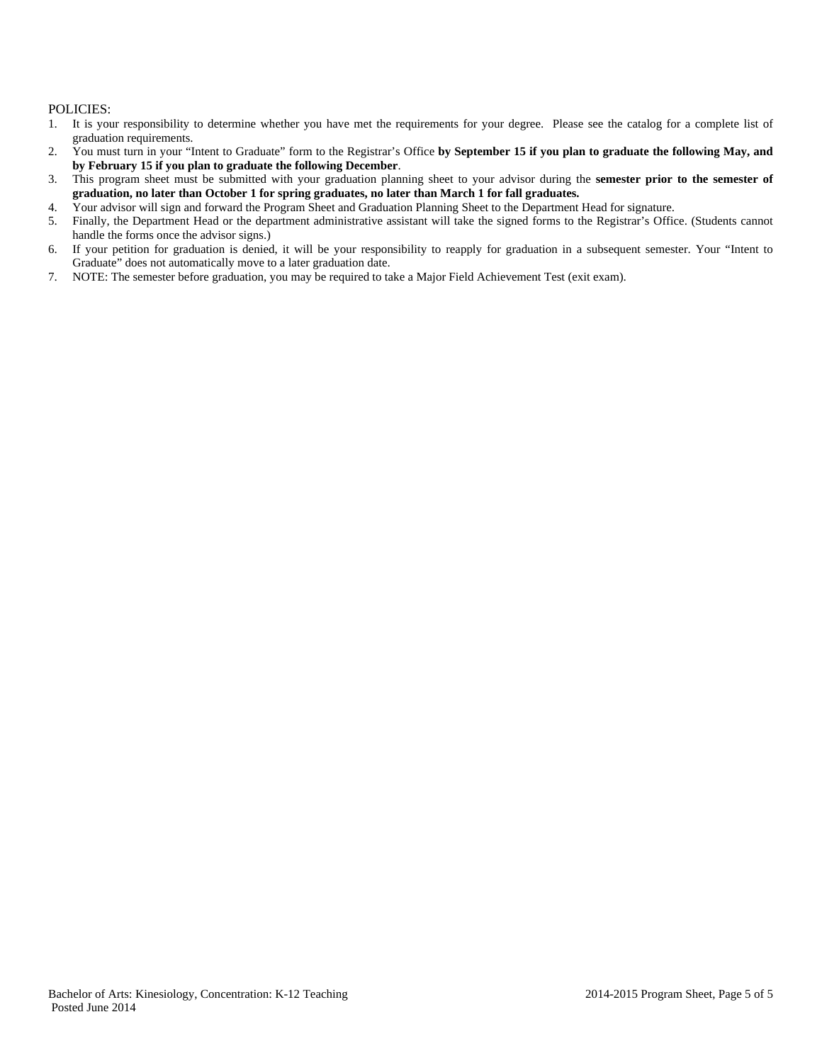POLICIES:

1. It is your responsibility to determine whether you have met the requirements for your degree. Please see the catalog for a complete list of graduation requirements.
2. You must turn in your "Intent to Graduate" form to the Registrar's Office **by September 15 if you plan to graduate the following May, and by February 15 if you plan to graduate the following December**.
3. This program sheet must be submitted with your graduation planning sheet to your advisor during the **semester prior to the semester of graduation, no later than October 1 for spring graduates, no later than March 1 for fall graduates.**
4. Your advisor will sign and forward the Program Sheet and Graduation Planning Sheet to the Department Head for signature.
5. Finally, the Department Head or the department administrative assistant will take the signed forms to the Registrar's Office. (Students cannot handle the forms once the advisor signs.)
6. If your petition for graduation is denied, it will be your responsibility to reapply for graduation in a subsequent semester. Your "Intent to Graduate" does not automatically move to a later graduation date.
7. NOTE: The semester before graduation, you may be required to take a Major Field Achievement Test (exit exam).